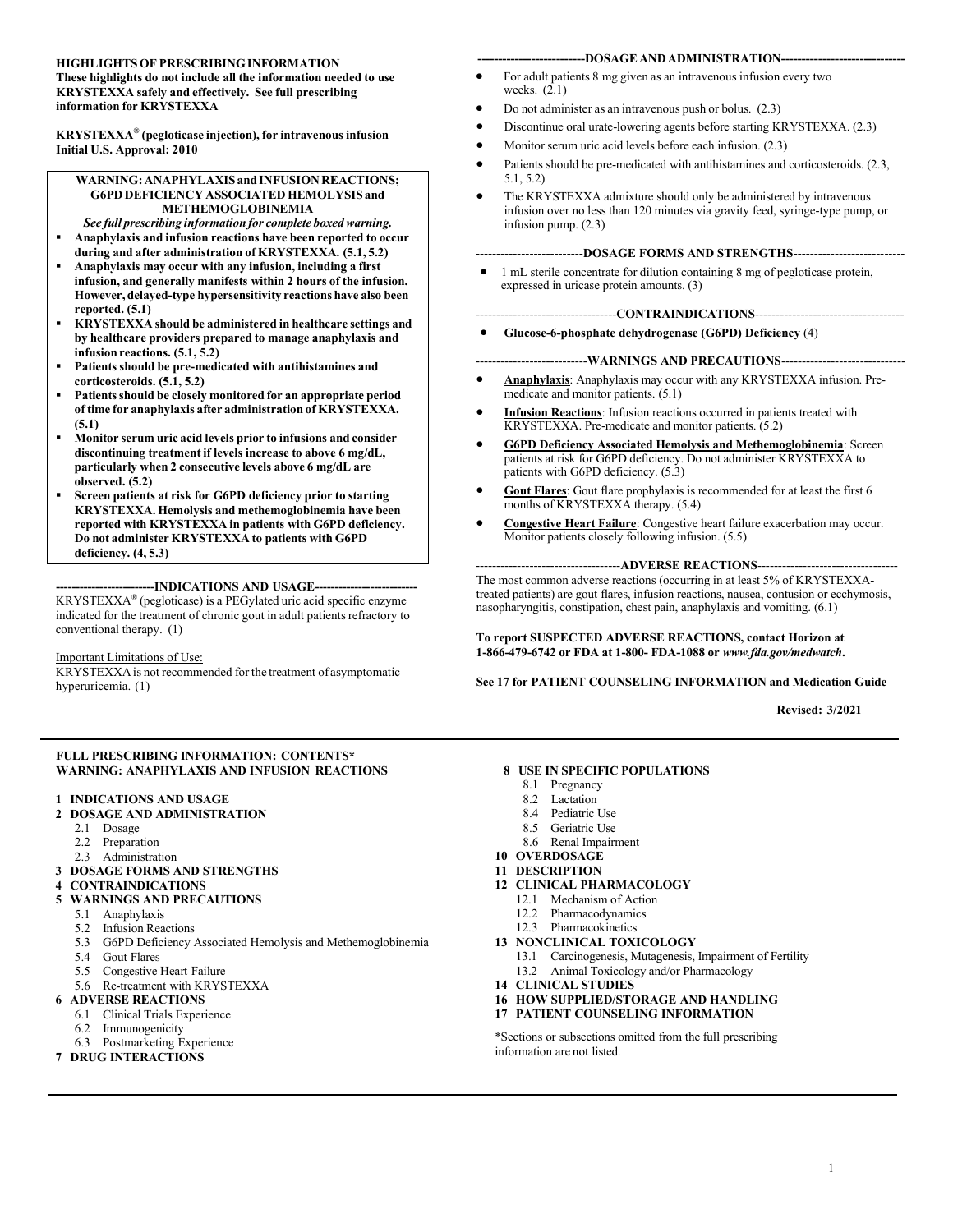**HIGHLIGHTS OF PRESCRIBING INFORMATION**
**These highlights do not include all the information needed to use KRYSTEXXA safely and effectively. See full prescribing information for KRYSTEXXA**

**KRYSTEXXA® (pegloticase injection), for intravenous infusion**
**Initial U.S. Approval: 2010**

> **WARNING: ANAPHYLAXIS and INFUSION REACTIONS; G6PD DEFICIENCY ASSOCIATED HEMOLYSIS and METHEMOGLOBINEMIA**
>
> ***See full prescribing information for complete boxed warning.***
>
> - **Anaphylaxis and infusion reactions have been reported to occur during and after administration of KRYSTEXXA. (5.1, 5.2)**
> - **Anaphylaxis may occur with any infusion, including a first infusion, and generally manifests within 2 hours of the infusion. However, delayed-type hypersensitivity reactions have also been reported. (5.1)**
> - **KRYSTEXXA should be administered in healthcare settings and by healthcare providers prepared to manage anaphylaxis and infusion reactions. (5.1, 5.2)**
> - **Patients should be pre-medicated with antihistamines and corticosteroids. (5.1, 5.2)**
> - **Patients should be closely monitored for an appropriate period of time for anaphylaxis after administration of KRYSTEXXA. (5.1)**
> - **Monitor serum uric acid levels prior to infusions and consider discontinuing treatment if levels increase to above 6 mg/dL, particularly when 2 consecutive levels above 6 mg/dL are observed. (5.2)**
> - **Screen patients at risk for G6PD deficiency prior to starting KRYSTEXXA. Hemolysis and methemoglobinemia have been reported with KRYSTEXXA in patients with G6PD deficiency. Do not administer KRYSTEXXA to patients with G6PD deficiency. (4, 5.3)**

**-------------------------INDICATIONS AND USAGE--------------------------**

KRYSTEXXA® (pegloticase) is a PEGylated uric acid specific enzyme indicated for the treatment of chronic gout in adult patients refractory to conventional therapy. (1)

Important Limitations of Use:
KRYSTEXXA is not recommended for the treatment of asymptomatic hyperuricemia. (1)

**--------------------------DOSAGE AND ADMINISTRATION------------------------------**

- For adult patients 8 mg given as an intravenous infusion every two weeks. (2.1)
- Do not administer as an intravenous push or bolus. (2.3)
- Discontinue oral urate-lowering agents before starting KRYSTEXXA. (2.3)
- Monitor serum uric acid levels before each infusion. (2.3)
- Patients should be pre-medicated with antihistamines and corticosteroids. (2.3, 5.1, 5.2)
- The KRYSTEXXA admixture should only be administered by intravenous infusion over no less than 120 minutes via gravity feed, syringe-type pump, or infusion pump. (2.3)

**--------------------------DOSAGE FORMS AND STRENGTHS---------------------------**

- 1 mL sterile concentrate for dilution containing 8 mg of pegloticase protein, expressed in uricase protein amounts. (3)

**----------------------------------CONTRAINDICATIONS-----------------------------------**

- **Glucose-6-phosphate dehydrogenase (G6PD) Deficiency** (4)

**---------------------------WARNINGS AND PRECAUTIONS------------------------------**

- **Anaphylaxis**: Anaphylaxis may occur with any KRYSTEXXA infusion. Pre-medicate and monitor patients. (5.1)
- **Infusion Reactions**: Infusion reactions occurred in patients treated with KRYSTEXXA. Pre-medicate and monitor patients. (5.2)
- **G6PD Deficiency Associated Hemolysis and Methemoglobinemia**: Screen patients at risk for G6PD deficiency. Do not administer KRYSTEXXA to patients with G6PD deficiency. (5.3)
- **Gout Flares**: Gout flare prophylaxis is recommended for at least the first 6 months of KRYSTEXXA therapy. (5.4)
- **Congestive Heart Failure**: Congestive heart failure exacerbation may occur. Monitor patients closely following infusion. (5.5)

**-----------------------------------ADVERSE REACTIONS----------------------------------**

The most common adverse reactions (occurring in at least 5% of KRYSTEXXA-treated patients) are gout flares, infusion reactions, nausea, contusion or ecchymosis, nasopharyngitis, constipation, chest pain, anaphylaxis and vomiting. (6.1)

**To report SUSPECTED ADVERSE REACTIONS, contact Horizon at 1-866-479-6742 or FDA at 1-800- FDA-1088 or *www.fda.gov/medwatch*.**

**See 17 for PATIENT COUNSELING INFORMATION and Medication Guide**

**Revised: 3/2021**

---

**FULL PRESCRIBING INFORMATION: CONTENTS***
**WARNING: ANAPHYLAXIS AND INFUSION REACTIONS**

**1 INDICATIONS AND USAGE**
**2 DOSAGE AND ADMINISTRATION**
- 2.1 Dosage
- 2.2 Preparation
- 2.3 Administration

**3 DOSAGE FORMS AND STRENGTHS**
**4 CONTRAINDICATIONS**
**5 WARNINGS AND PRECAUTIONS**
- 5.1 Anaphylaxis
- 5.2 Infusion Reactions
- 5.3 G6PD Deficiency Associated Hemolysis and Methemoglobinemia
- 5.4 Gout Flares
- 5.5 Congestive Heart Failure
- 5.6 Re-treatment with KRYSTEXXA

**6 ADVERSE REACTIONS**
- 6.1 Clinical Trials Experience
- 6.2 Immunogenicity
- 6.3 Postmarketing Experience

**7 DRUG INTERACTIONS**
**8 USE IN SPECIFIC POPULATIONS**
- 8.1 Pregnancy
- 8.2 Lactation
- 8.4 Pediatric Use
- 8.5 Geriatric Use
- 8.6 Renal Impairment

**10 OVERDOSAGE**
**11 DESCRIPTION**
**12 CLINICAL PHARMACOLOGY**
- 12.1 Mechanism of Action
- 12.2 Pharmacodynamics
- 12.3 Pharmacokinetics

**13 NONCLINICAL TOXICOLOGY**
- 13.1 Carcinogenesis, Mutagenesis, Impairment of Fertility
- 13.2 Animal Toxicology and/or Pharmacology

**14 CLINICAL STUDIES**
**16 HOW SUPPLIED/STORAGE AND HANDLING**
**17 PATIENT COUNSELING INFORMATION**

*Sections or subsections omitted from the full prescribing information are not listed.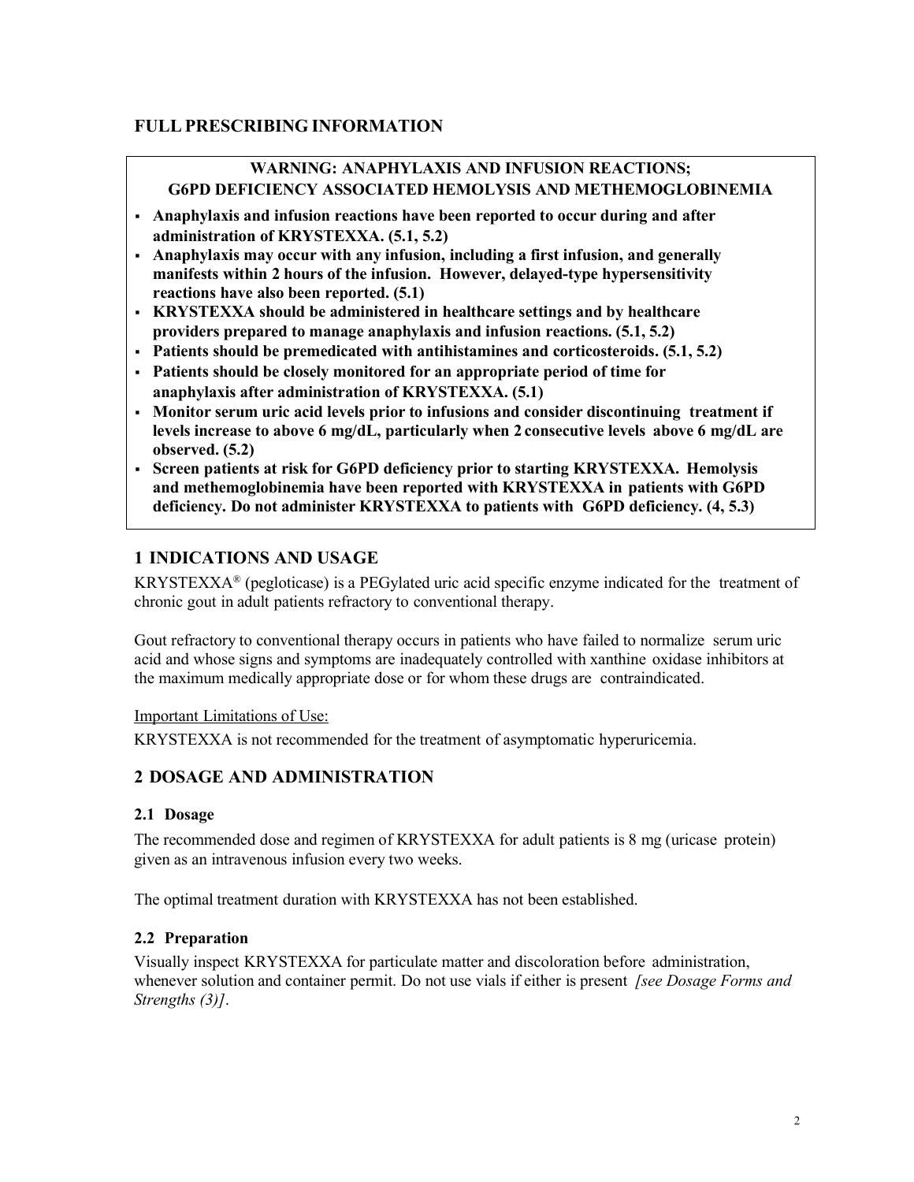## FULL PRESCRIBING INFORMATION

**WARNING: ANAPHYLAXIS AND INFUSION REACTIONS; G6PD DEFICIENCY ASSOCIATED HEMOLYSIS AND METHEMOGLOBINEMIA**

- **Anaphylaxis and infusion reactions have been reported to occur during and after administration of KRYSTEXXA. (5.1, 5.2)**
- **Anaphylaxis may occur with any infusion, including a first infusion, and generally manifests within 2 hours of the infusion. However, delayed-type hypersensitivity reactions have also been reported. (5.1)**
- **KRYSTEXXA should be administered in healthcare settings and by healthcare providers prepared to manage anaphylaxis and infusion reactions. (5.1, 5.2)**
- **Patients should be premedicated with antihistamines and corticosteroids. (5.1, 5.2)**
- **Patients should be closely monitored for an appropriate period of time for anaphylaxis after administration of KRYSTEXXA. (5.1)**
- **Monitor serum uric acid levels prior to infusions and consider discontinuing treatment if levels increase to above 6 mg/dL, particularly when 2 consecutive levels above 6 mg/dL are observed. (5.2)**
- **Screen patients at risk for G6PD deficiency prior to starting KRYSTEXXA. Hemolysis and methemoglobinemia have been reported with KRYSTEXXA in patients with G6PD deficiency. Do not administer KRYSTEXXA to patients with G6PD deficiency. (4, 5.3)**

## 1 INDICATIONS AND USAGE

KRYSTEXXA® (pegloticase) is a PEGylated uric acid specific enzyme indicated for the treatment of chronic gout in adult patients refractory to conventional therapy.

Gout refractory to conventional therapy occurs in patients who have failed to normalize serum uric acid and whose signs and symptoms are inadequately controlled with xanthine oxidase inhibitors at the maximum medically appropriate dose or for whom these drugs are contraindicated.

Important Limitations of Use:

KRYSTEXXA is not recommended for the treatment of asymptomatic hyperuricemia.

## 2 DOSAGE AND ADMINISTRATION

### 2.1 Dosage

The recommended dose and regimen of KRYSTEXXA for adult patients is 8 mg (uricase protein) given as an intravenous infusion every two weeks.

The optimal treatment duration with KRYSTEXXA has not been established.

### 2.2 Preparation

Visually inspect KRYSTEXXA for particulate matter and discoloration before administration, whenever solution and container permit. Do not use vials if either is present *[see Dosage Forms and Strengths (3)]*.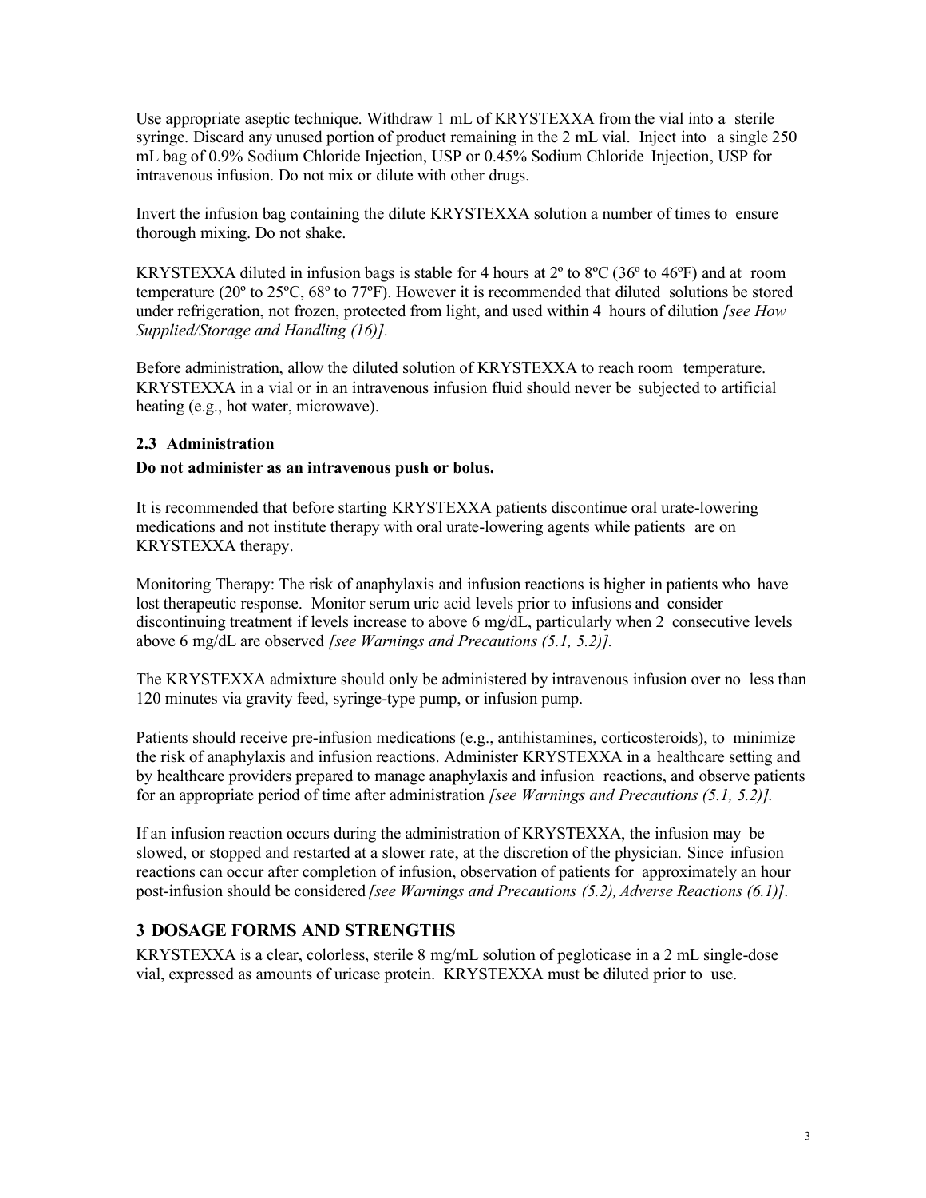Use appropriate aseptic technique. Withdraw 1 mL of KRYSTEXXA from the vial into a sterile syringe. Discard any unused portion of product remaining in the 2 mL vial. Inject into a single 250 mL bag of 0.9% Sodium Chloride Injection, USP or 0.45% Sodium Chloride Injection, USP for intravenous infusion. Do not mix or dilute with other drugs.

Invert the infusion bag containing the dilute KRYSTEXXA solution a number of times to ensure thorough mixing. Do not shake.

KRYSTEXXA diluted in infusion bags is stable for 4 hours at 2º to 8ºC (36º to 46ºF) and at room temperature (20º to 25ºC, 68º to 77ºF). However it is recommended that diluted solutions be stored under refrigeration, not frozen, protected from light, and used within 4 hours of dilution *[see How Supplied/Storage and Handling (16)].*

Before administration, allow the diluted solution of KRYSTEXXA to reach room temperature. KRYSTEXXA in a vial or in an intravenous infusion fluid should never be subjected to artificial heating (e.g., hot water, microwave).

### 2.3 Administration

**Do not administer as an intravenous push or bolus.**

It is recommended that before starting KRYSTEXXA patients discontinue oral urate-lowering medications and not institute therapy with oral urate-lowering agents while patients are on KRYSTEXXA therapy.

Monitoring Therapy: The risk of anaphylaxis and infusion reactions is higher in patients who have lost therapeutic response. Monitor serum uric acid levels prior to infusions and consider discontinuing treatment if levels increase to above 6 mg/dL, particularly when 2 consecutive levels above 6 mg/dL are observed *[see Warnings and Precautions (5.1, 5.2)].*

The KRYSTEXXA admixture should only be administered by intravenous infusion over no less than 120 minutes via gravity feed, syringe-type pump, or infusion pump.

Patients should receive pre-infusion medications (e.g., antihistamines, corticosteroids), to minimize the risk of anaphylaxis and infusion reactions. Administer KRYSTEXXA in a healthcare setting and by healthcare providers prepared to manage anaphylaxis and infusion reactions, and observe patients for an appropriate period of time after administration *[see Warnings and Precautions (5.1, 5.2)].*

If an infusion reaction occurs during the administration of KRYSTEXXA, the infusion may be slowed, or stopped and restarted at a slower rate, at the discretion of the physician. Since infusion reactions can occur after completion of infusion, observation of patients for approximately an hour post-infusion should be considered *[see Warnings and Precautions (5.2), Adverse Reactions (6.1)].*

## 3 DOSAGE FORMS AND STRENGTHS

KRYSTEXXA is a clear, colorless, sterile 8 mg/mL solution of pegloticase in a 2 mL single-dose vial, expressed as amounts of uricase protein. KRYSTEXXA must be diluted prior to use.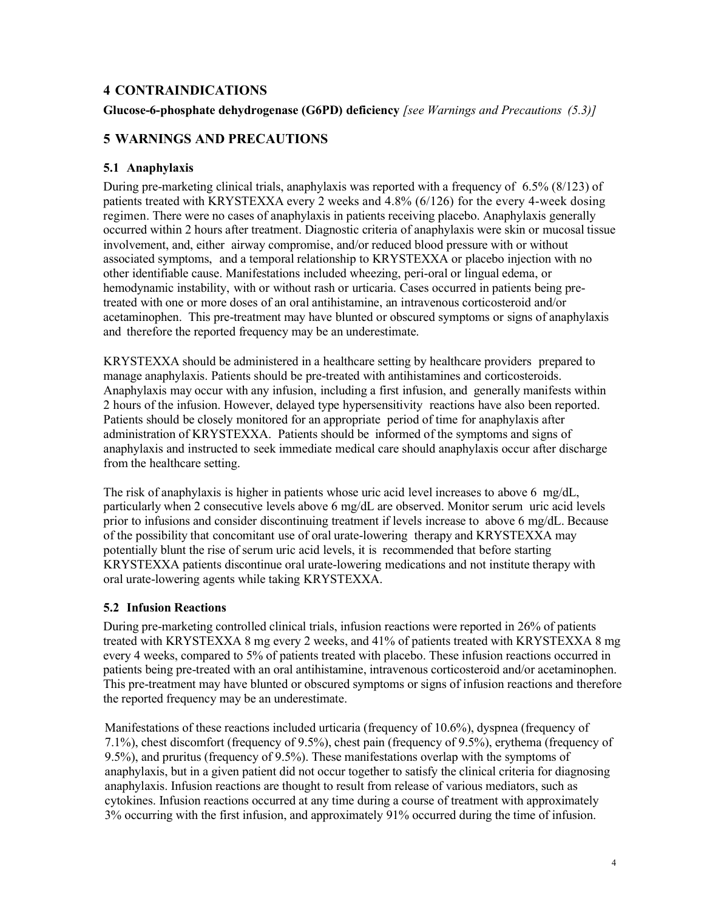## 4 CONTRAINDICATIONS

**Glucose-6-phosphate dehydrogenase (G6PD) deficiency** *[see Warnings and Precautions (5.3)]*

## 5 WARNINGS AND PRECAUTIONS

### 5.1 Anaphylaxis

During pre-marketing clinical trials, anaphylaxis was reported with a frequency of 6.5% (8/123) of patients treated with KRYSTEXXA every 2 weeks and 4.8% (6/126) for the every 4-week dosing regimen. There were no cases of anaphylaxis in patients receiving placebo. Anaphylaxis generally occurred within 2 hours after treatment. Diagnostic criteria of anaphylaxis were skin or mucosal tissue involvement, and, either airway compromise, and/or reduced blood pressure with or without associated symptoms, and a temporal relationship to KRYSTEXXA or placebo injection with no other identifiable cause. Manifestations included wheezing, peri-oral or lingual edema, or hemodynamic instability, with or without rash or urticaria. Cases occurred in patients being pre-treated with one or more doses of an oral antihistamine, an intravenous corticosteroid and/or acetaminophen. This pre-treatment may have blunted or obscured symptoms or signs of anaphylaxis and therefore the reported frequency may be an underestimate.

KRYSTEXXA should be administered in a healthcare setting by healthcare providers prepared to manage anaphylaxis. Patients should be pre-treated with antihistamines and corticosteroids. Anaphylaxis may occur with any infusion, including a first infusion, and generally manifests within 2 hours of the infusion. However, delayed type hypersensitivity reactions have also been reported. Patients should be closely monitored for an appropriate period of time for anaphylaxis after administration of KRYSTEXXA. Patients should be informed of the symptoms and signs of anaphylaxis and instructed to seek immediate medical care should anaphylaxis occur after discharge from the healthcare setting.

The risk of anaphylaxis is higher in patients whose uric acid level increases to above 6 mg/dL, particularly when 2 consecutive levels above 6 mg/dL are observed. Monitor serum uric acid levels prior to infusions and consider discontinuing treatment if levels increase to above 6 mg/dL. Because of the possibility that concomitant use of oral urate-lowering therapy and KRYSTEXXA may potentially blunt the rise of serum uric acid levels, it is recommended that before starting KRYSTEXXA patients discontinue oral urate-lowering medications and not institute therapy with oral urate-lowering agents while taking KRYSTEXXA.

### 5.2 Infusion Reactions

During pre-marketing controlled clinical trials, infusion reactions were reported in 26% of patients treated with KRYSTEXXA 8 mg every 2 weeks, and 41% of patients treated with KRYSTEXXA 8 mg every 4 weeks, compared to 5% of patients treated with placebo. These infusion reactions occurred in patients being pre-treated with an oral antihistamine, intravenous corticosteroid and/or acetaminophen. This pre-treatment may have blunted or obscured symptoms or signs of infusion reactions and therefore the reported frequency may be an underestimate.

Manifestations of these reactions included urticaria (frequency of 10.6%), dyspnea (frequency of 7.1%), chest discomfort (frequency of 9.5%), chest pain (frequency of 9.5%), erythema (frequency of 9.5%), and pruritus (frequency of 9.5%). These manifestations overlap with the symptoms of anaphylaxis, but in a given patient did not occur together to satisfy the clinical criteria for diagnosing anaphylaxis. Infusion reactions are thought to result from release of various mediators, such as cytokines. Infusion reactions occurred at any time during a course of treatment with approximately 3% occurring with the first infusion, and approximately 91% occurred during the time of infusion.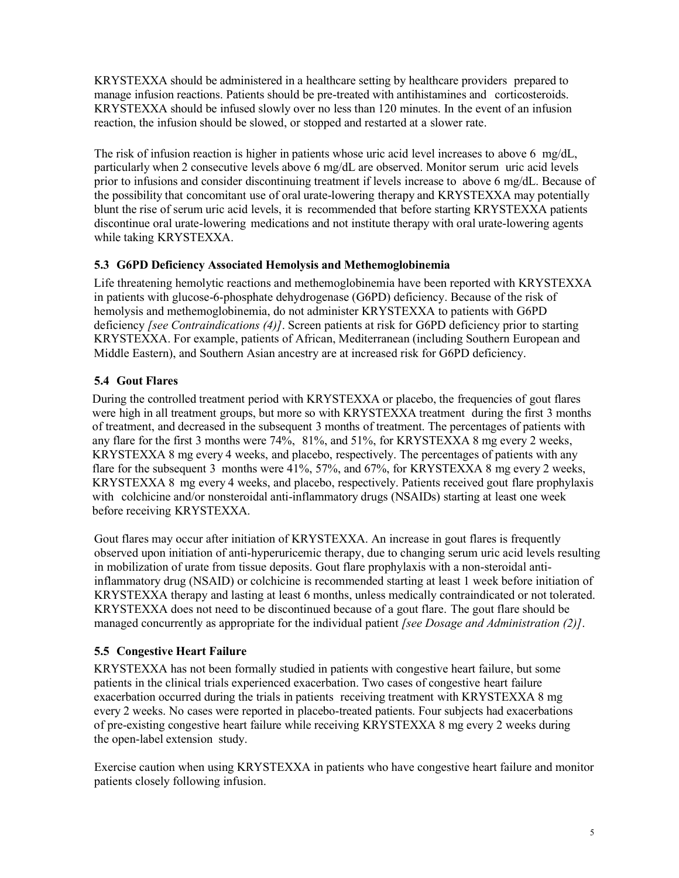KRYSTEXXA should be administered in a healthcare setting by healthcare providers prepared to manage infusion reactions. Patients should be pre-treated with antihistamines and corticosteroids. KRYSTEXXA should be infused slowly over no less than 120 minutes. In the event of an infusion reaction, the infusion should be slowed, or stopped and restarted at a slower rate.

The risk of infusion reaction is higher in patients whose uric acid level increases to above 6 mg/dL, particularly when 2 consecutive levels above 6 mg/dL are observed. Monitor serum uric acid levels prior to infusions and consider discontinuing treatment if levels increase to above 6 mg/dL. Because of the possibility that concomitant use of oral urate-lowering therapy and KRYSTEXXA may potentially blunt the rise of serum uric acid levels, it is recommended that before starting KRYSTEXXA patients discontinue oral urate-lowering medications and not institute therapy with oral urate-lowering agents while taking KRYSTEXXA.

### 5.3 G6PD Deficiency Associated Hemolysis and Methemoglobinemia

Life threatening hemolytic reactions and methemoglobinemia have been reported with KRYSTEXXA in patients with glucose-6-phosphate dehydrogenase (G6PD) deficiency. Because of the risk of hemolysis and methemoglobinemia, do not administer KRYSTEXXA to patients with G6PD deficiency *[see Contraindications (4)]*. Screen patients at risk for G6PD deficiency prior to starting KRYSTEXXA. For example, patients of African, Mediterranean (including Southern European and Middle Eastern), and Southern Asian ancestry are at increased risk for G6PD deficiency.

### 5.4 Gout Flares

During the controlled treatment period with KRYSTEXXA or placebo, the frequencies of gout flares were high in all treatment groups, but more so with KRYSTEXXA treatment during the first 3 months of treatment, and decreased in the subsequent 3 months of treatment. The percentages of patients with any flare for the first 3 months were 74%, 81%, and 51%, for KRYSTEXXA 8 mg every 2 weeks, KRYSTEXXA 8 mg every 4 weeks, and placebo, respectively. The percentages of patients with any flare for the subsequent 3 months were 41%, 57%, and 67%, for KRYSTEXXA 8 mg every 2 weeks, KRYSTEXXA 8 mg every 4 weeks, and placebo, respectively. Patients received gout flare prophylaxis with colchicine and/or nonsteroidal anti-inflammatory drugs (NSAIDs) starting at least one week before receiving KRYSTEXXA.

Gout flares may occur after initiation of KRYSTEXXA. An increase in gout flares is frequently observed upon initiation of anti-hyperuricemic therapy, due to changing serum uric acid levels resulting in mobilization of urate from tissue deposits. Gout flare prophylaxis with a non-steroidal anti-inflammatory drug (NSAID) or colchicine is recommended starting at least 1 week before initiation of KRYSTEXXA therapy and lasting at least 6 months, unless medically contraindicated or not tolerated. KRYSTEXXA does not need to be discontinued because of a gout flare. The gout flare should be managed concurrently as appropriate for the individual patient *[see Dosage and Administration (2)]*.

### 5.5 Congestive Heart Failure

KRYSTEXXA has not been formally studied in patients with congestive heart failure, but some patients in the clinical trials experienced exacerbation. Two cases of congestive heart failure exacerbation occurred during the trials in patients receiving treatment with KRYSTEXXA 8 mg every 2 weeks. No cases were reported in placebo-treated patients. Four subjects had exacerbations of pre-existing congestive heart failure while receiving KRYSTEXXA 8 mg every 2 weeks during the open-label extension study.

Exercise caution when using KRYSTEXXA in patients who have congestive heart failure and monitor patients closely following infusion.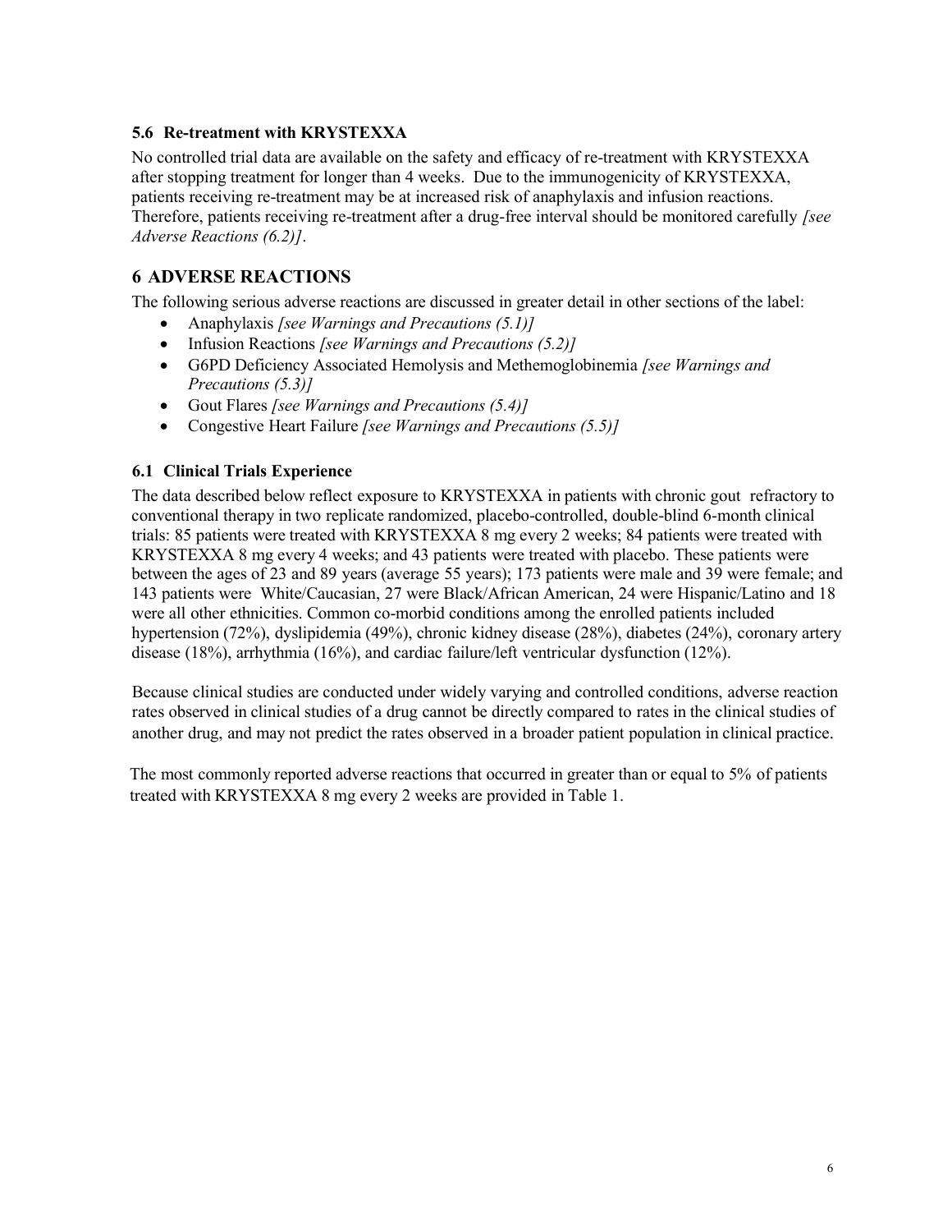### 5.6 Re-treatment with KRYSTEXXA

No controlled trial data are available on the safety and efficacy of re-treatment with KRYSTEXXA after stopping treatment for longer than 4 weeks. Due to the immunogenicity of KRYSTEXXA, patients receiving re-treatment may be at increased risk of anaphylaxis and infusion reactions. Therefore, patients receiving re-treatment after a drug-free interval should be monitored carefully *[see Adverse Reactions (6.2)]*.

## 6 ADVERSE REACTIONS

The following serious adverse reactions are discussed in greater detail in other sections of the label:

- Anaphylaxis *[see Warnings and Precautions (5.1)]*
- Infusion Reactions *[see Warnings and Precautions (5.2)]*
- G6PD Deficiency Associated Hemolysis and Methemoglobinemia *[see Warnings and Precautions (5.3)]*
- Gout Flares *[see Warnings and Precautions (5.4)]*
- Congestive Heart Failure *[see Warnings and Precautions (5.5)]*

### 6.1 Clinical Trials Experience

The data described below reflect exposure to KRYSTEXXA in patients with chronic gout refractory to conventional therapy in two replicate randomized, placebo-controlled, double-blind 6-month clinical trials: 85 patients were treated with KRYSTEXXA 8 mg every 2 weeks; 84 patients were treated with KRYSTEXXA 8 mg every 4 weeks; and 43 patients were treated with placebo. These patients were between the ages of 23 and 89 years (average 55 years); 173 patients were male and 39 were female; and 143 patients were White/Caucasian, 27 were Black/African American, 24 were Hispanic/Latino and 18 were all other ethnicities. Common co-morbid conditions among the enrolled patients included hypertension (72%), dyslipidemia (49%), chronic kidney disease (28%), diabetes (24%), coronary artery disease (18%), arrhythmia (16%), and cardiac failure/left ventricular dysfunction (12%).

Because clinical studies are conducted under widely varying and controlled conditions, adverse reaction rates observed in clinical studies of a drug cannot be directly compared to rates in the clinical studies of another drug, and may not predict the rates observed in a broader patient population in clinical practice.

The most commonly reported adverse reactions that occurred in greater than or equal to 5% of patients treated with KRYSTEXXA 8 mg every 2 weeks are provided in Table 1.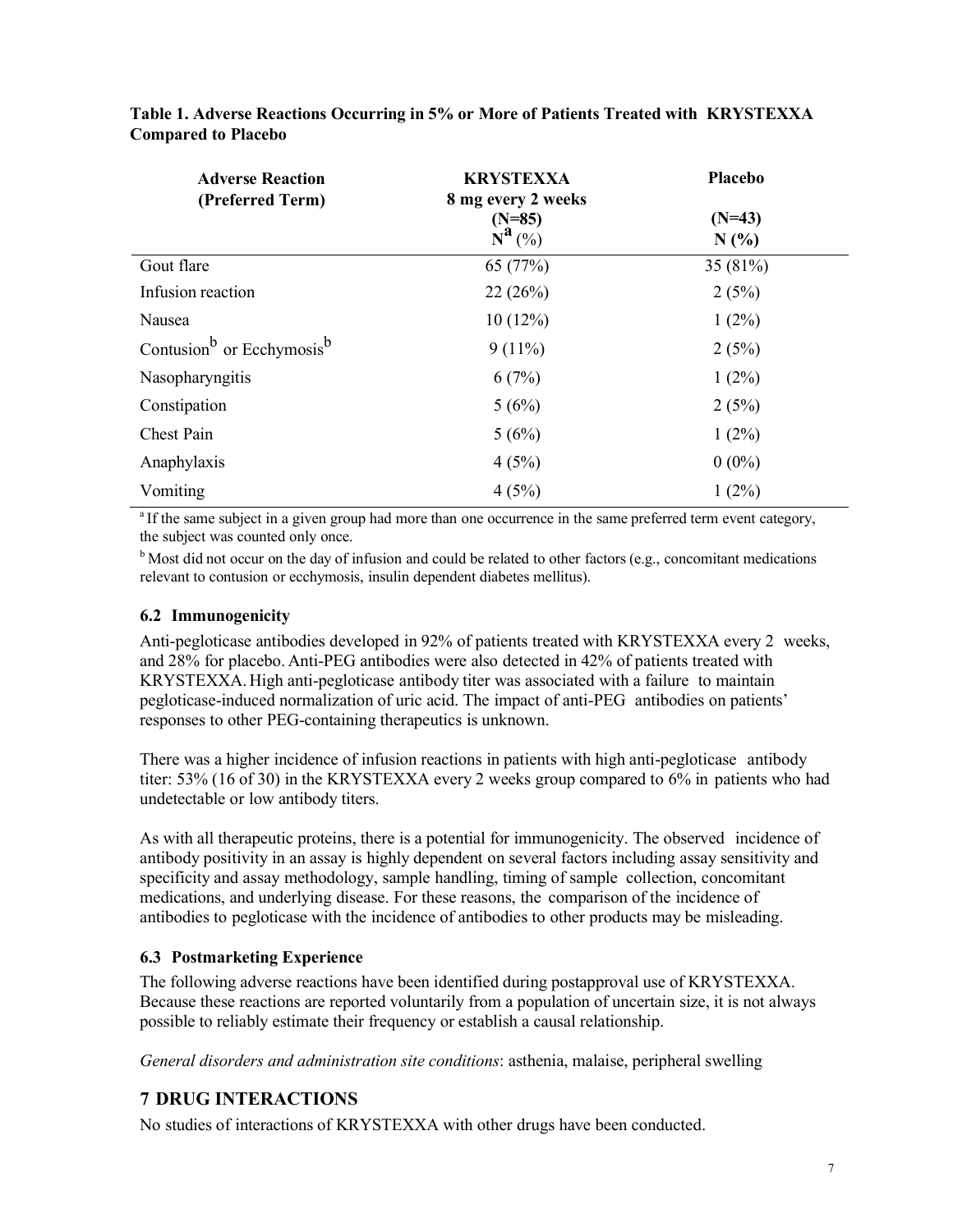**Table 1. Adverse Reactions Occurring in 5% or More of Patients Treated with KRYSTEXXA Compared to Placebo**

| Adverse Reaction (Preferred Term) | KRYSTEXXA 8 mg every 2 weeks (N=85) N[a] (%) | Placebo (N=43) N (%) |
|---|---|---|
| Gout flare | 65 (77%) | 35 (81%) |
| Infusion reaction | 22 (26%) | 2 (5%) |
| Nausea | 10 (12%) | 1 (2%) |
| Contusion[b] or Ecchymosis[b] | 9 (11%) | 2 (5%) |
| Nasopharyngitis | 6 (7%) | 1 (2%) |
| Constipation | 5 (6%) | 2 (5%) |
| Chest Pain | 5 (6%) | 1 (2%) |
| Anaphylaxis | 4 (5%) | 0 (0%) |
| Vomiting | 4 (5%) | 1 (2%) |

[a] If the same subject in a given group had more than one occurrence in the same preferred term event category, the subject was counted only once.

[b] Most did not occur on the day of infusion and could be related to other factors (e.g., concomitant medications relevant to contusion or ecchymosis, insulin dependent diabetes mellitus).

### 6.2 Immunogenicity

Anti-pegloticase antibodies developed in 92% of patients treated with KRYSTEXXA every 2 weeks, and 28% for placebo. Anti-PEG antibodies were also detected in 42% of patients treated with KRYSTEXXA. High anti-pegloticase antibody titer was associated with a failure to maintain pegloticase-induced normalization of uric acid. The impact of anti-PEG antibodies on patients' responses to other PEG-containing therapeutics is unknown.

There was a higher incidence of infusion reactions in patients with high anti-pegloticase antibody titer: 53% (16 of 30) in the KRYSTEXXA every 2 weeks group compared to 6% in patients who had undetectable or low antibody titers.

As with all therapeutic proteins, there is a potential for immunogenicity. The observed incidence of antibody positivity in an assay is highly dependent on several factors including assay sensitivity and specificity and assay methodology, sample handling, timing of sample collection, concomitant medications, and underlying disease. For these reasons, the comparison of the incidence of antibodies to pegloticase with the incidence of antibodies to other products may be misleading.

### 6.3 Postmarketing Experience

The following adverse reactions have been identified during postapproval use of KRYSTEXXA. Because these reactions are reported voluntarily from a population of uncertain size, it is not always possible to reliably estimate their frequency or establish a causal relationship.

*General disorders and administration site conditions*: asthenia, malaise, peripheral swelling

## 7 DRUG INTERACTIONS

No studies of interactions of KRYSTEXXA with other drugs have been conducted.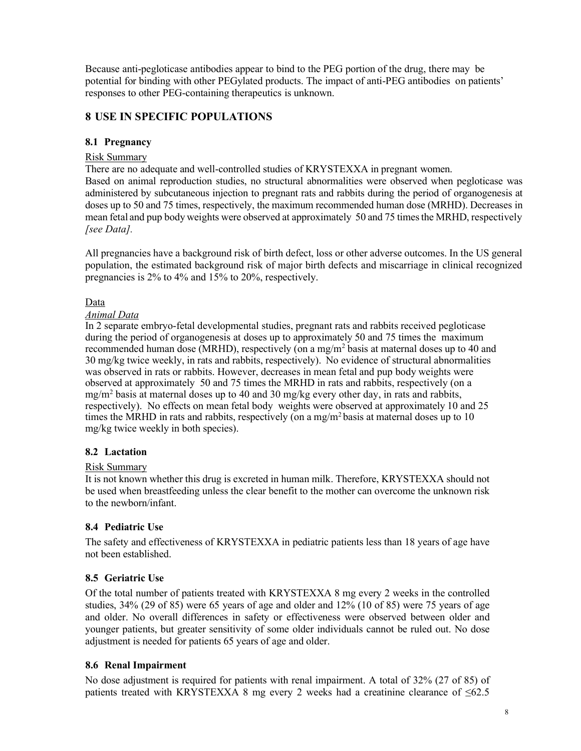Because anti-pegloticase antibodies appear to bind to the PEG portion of the drug, there may be potential for binding with other PEGylated products. The impact of anti-PEG antibodies on patients' responses to other PEG-containing therapeutics is unknown.

## 8 USE IN SPECIFIC POPULATIONS

### 8.1 Pregnancy

Risk Summary

There are no adequate and well-controlled studies of KRYSTEXXA in pregnant women.
Based on animal reproduction studies, no structural abnormalities were observed when pegloticase was administered by subcutaneous injection to pregnant rats and rabbits during the period of organogenesis at doses up to 50 and 75 times, respectively, the maximum recommended human dose (MRHD). Decreases in mean fetal and pup body weights were observed at approximately 50 and 75 times the MRHD, respectively *[see Data]*.

All pregnancies have a background risk of birth defect, loss or other adverse outcomes. In the US general population, the estimated background risk of major birth defects and miscarriage in clinical recognized pregnancies is 2% to 4% and 15% to 20%, respectively.

Data

*Animal Data*

In 2 separate embryo-fetal developmental studies, pregnant rats and rabbits received pegloticase during the period of organogenesis at doses up to approximately 50 and 75 times the maximum recommended human dose (MRHD), respectively (on a $mg/m^2$ basis at maternal doses up to 40 and 30 mg/kg twice weekly, in rats and rabbits, respectively). No evidence of structural abnormalities was observed in rats or rabbits. However, decreases in mean fetal and pup body weights were observed at approximately 50 and 75 times the MRHD in rats and rabbits, respectively (on a $mg/m^2$ basis at maternal doses up to 40 and 30 mg/kg every other day, in rats and rabbits, respectively). No effects on mean fetal body weights were observed at approximately 10 and 25 times the MRHD in rats and rabbits, respectively (on a $mg/m^2$ basis at maternal doses up to 10 mg/kg twice weekly in both species).

### 8.2 Lactation

Risk Summary

It is not known whether this drug is excreted in human milk. Therefore, KRYSTEXXA should not be used when breastfeeding unless the clear benefit to the mother can overcome the unknown risk to the newborn/infant.

### 8.4 Pediatric Use

The safety and effectiveness of KRYSTEXXA in pediatric patients less than 18 years of age have not been established.

### 8.5 Geriatric Use

Of the total number of patients treated with KRYSTEXXA 8 mg every 2 weeks in the controlled studies, 34% (29 of 85) were 65 years of age and older and 12% (10 of 85) were 75 years of age and older. No overall differences in safety or effectiveness were observed between older and younger patients, but greater sensitivity of some older individuals cannot be ruled out. No dose adjustment is needed for patients 65 years of age and older.

### 8.6 Renal Impairment

No dose adjustment is required for patients with renal impairment. A total of 32% (27 of 85) of patients treated with KRYSTEXXA 8 mg every 2 weeks had a creatinine clearance of ≤62.5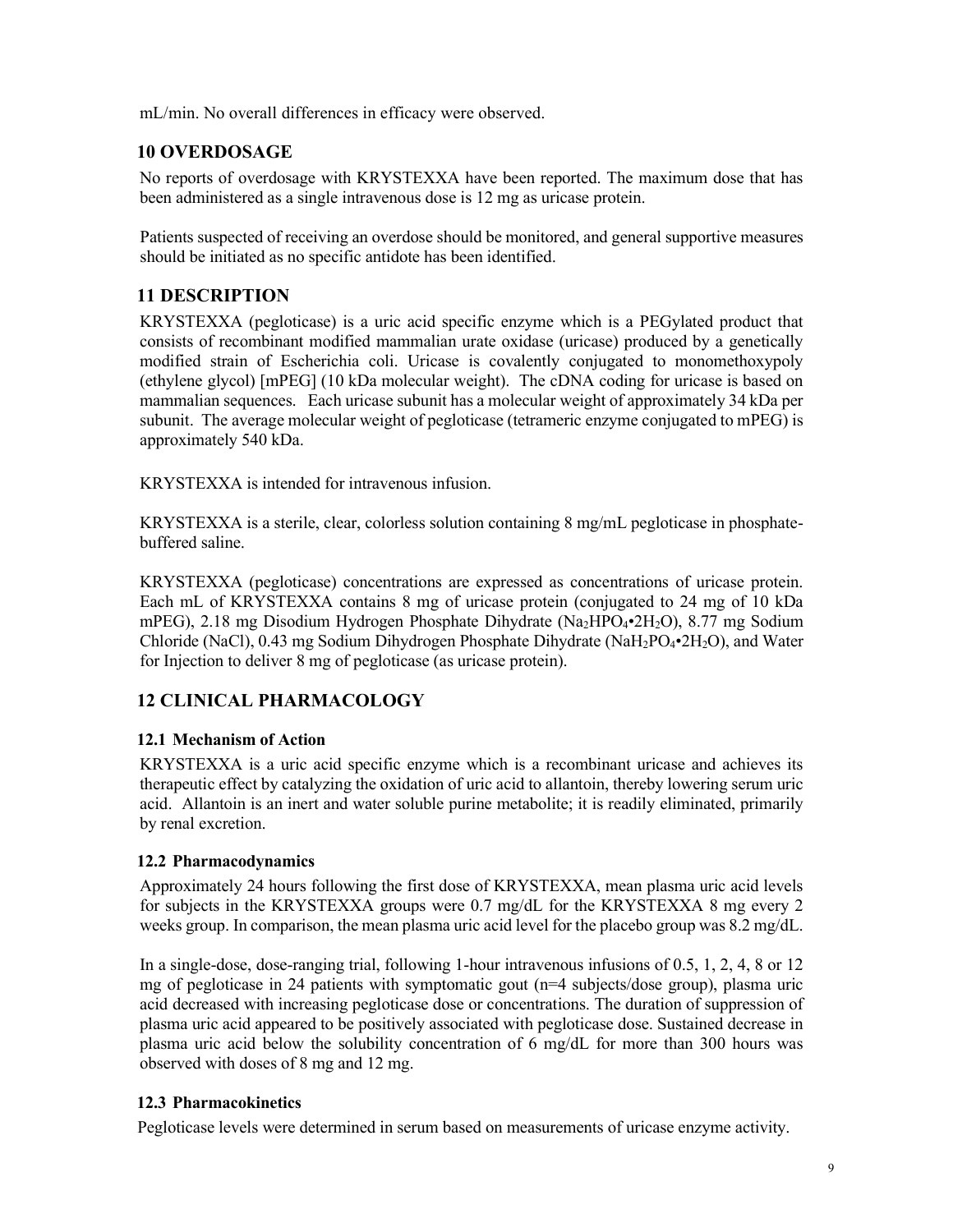mL/min. No overall differences in efficacy were observed.

## 10 OVERDOSAGE

No reports of overdosage with KRYSTEXXA have been reported. The maximum dose that has been administered as a single intravenous dose is 12 mg as uricase protein.

Patients suspected of receiving an overdose should be monitored, and general supportive measures should be initiated as no specific antidote has been identified.

## 11 DESCRIPTION

KRYSTEXXA (pegloticase) is a uric acid specific enzyme which is a PEGylated product that consists of recombinant modified mammalian urate oxidase (uricase) produced by a genetically modified strain of Escherichia coli. Uricase is covalently conjugated to monomethoxypoly (ethylene glycol) [mPEG] (10 kDa molecular weight). The cDNA coding for uricase is based on mammalian sequences. Each uricase subunit has a molecular weight of approximately 34 kDa per subunit. The average molecular weight of pegloticase (tetrameric enzyme conjugated to mPEG) is approximately 540 kDa.

KRYSTEXXA is intended for intravenous infusion.

KRYSTEXXA is a sterile, clear, colorless solution containing 8 mg/mL pegloticase in phosphate-buffered saline.

KRYSTEXXA (pegloticase) concentrations are expressed as concentrations of uricase protein. Each mL of KRYSTEXXA contains 8 mg of uricase protein (conjugated to 24 mg of 10 kDa mPEG), 2.18 mg Disodium Hydrogen Phosphate Dihydrate ($Na_2HPO_4 \cdot 2H_2O$), 8.77 mg Sodium Chloride (NaCl), 0.43 mg Sodium Dihydrogen Phosphate Dihydrate ($NaH_2PO_4 \cdot 2H_2O$), and Water for Injection to deliver 8 mg of pegloticase (as uricase protein).

## 12 CLINICAL PHARMACOLOGY

### 12.1 Mechanism of Action

KRYSTEXXA is a uric acid specific enzyme which is a recombinant uricase and achieves its therapeutic effect by catalyzing the oxidation of uric acid to allantoin, thereby lowering serum uric acid. Allantoin is an inert and water soluble purine metabolite; it is readily eliminated, primarily by renal excretion.

### 12.2 Pharmacodynamics

Approximately 24 hours following the first dose of KRYSTEXXA, mean plasma uric acid levels for subjects in the KRYSTEXXA groups were 0.7 mg/dL for the KRYSTEXXA 8 mg every 2 weeks group. In comparison, the mean plasma uric acid level for the placebo group was 8.2 mg/dL.

In a single-dose, dose-ranging trial, following 1-hour intravenous infusions of 0.5, 1, 2, 4, 8 or 12 mg of pegloticase in 24 patients with symptomatic gout (n=4 subjects/dose group), plasma uric acid decreased with increasing pegloticase dose or concentrations. The duration of suppression of plasma uric acid appeared to be positively associated with pegloticase dose. Sustained decrease in plasma uric acid below the solubility concentration of 6 mg/dL for more than 300 hours was observed with doses of 8 mg and 12 mg.

### 12.3 Pharmacokinetics

Pegloticase levels were determined in serum based on measurements of uricase enzyme activity.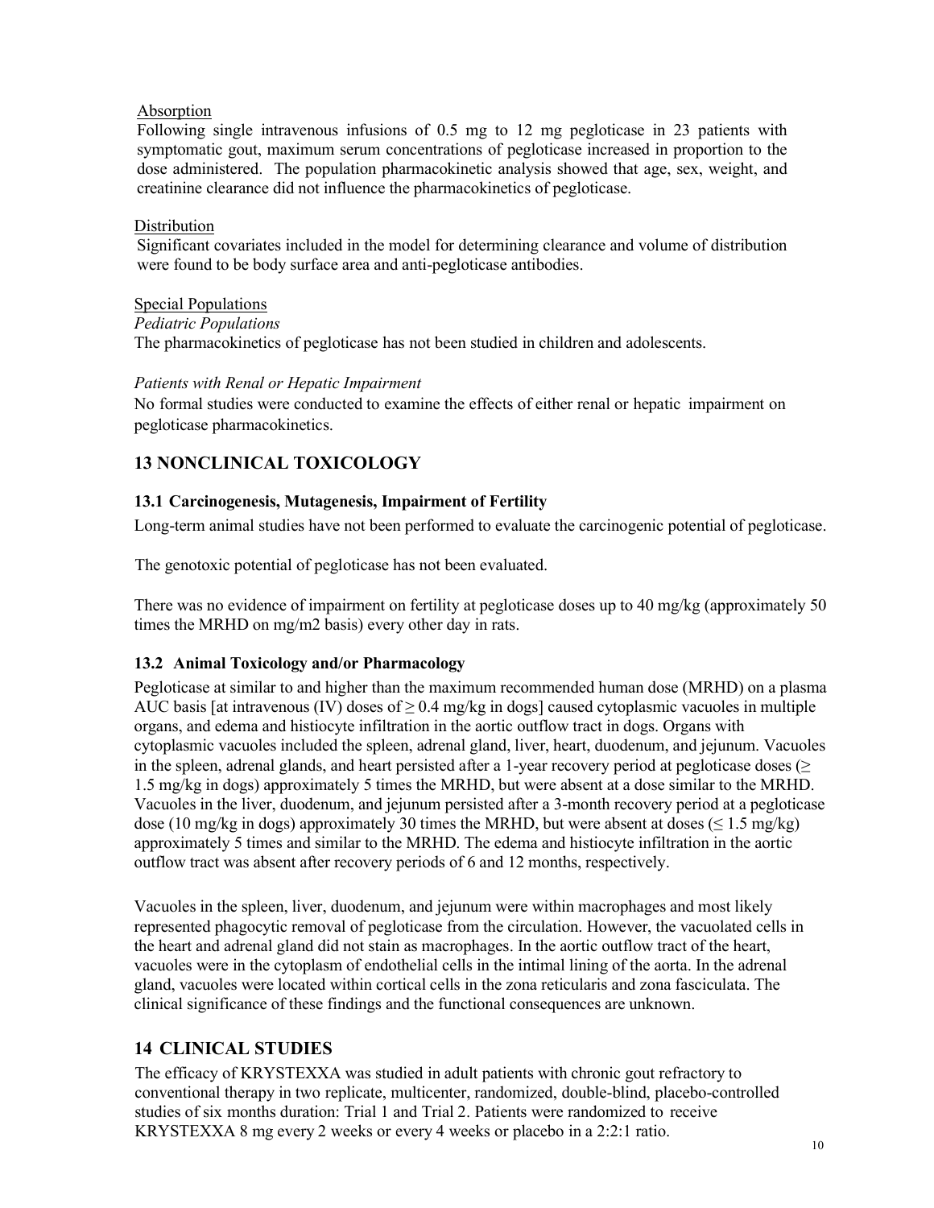Absorption

Following single intravenous infusions of 0.5 mg to 12 mg pegloticase in 23 patients with symptomatic gout, maximum serum concentrations of pegloticase increased in proportion to the dose administered. The population pharmacokinetic analysis showed that age, sex, weight, and creatinine clearance did not influence the pharmacokinetics of pegloticase.

Distribution

Significant covariates included in the model for determining clearance and volume of distribution were found to be body surface area and anti-pegloticase antibodies.

Special Populations

*Pediatric Populations*

The pharmacokinetics of pegloticase has not been studied in children and adolescents.

*Patients with Renal or Hepatic Impairment*

No formal studies were conducted to examine the effects of either renal or hepatic impairment on pegloticase pharmacokinetics.

## 13 NONCLINICAL TOXICOLOGY

### 13.1 Carcinogenesis, Mutagenesis, Impairment of Fertility

Long-term animal studies have not been performed to evaluate the carcinogenic potential of pegloticase.

The genotoxic potential of pegloticase has not been evaluated.

There was no evidence of impairment on fertility at pegloticase doses up to 40 mg/kg (approximately 50 times the MRHD on mg/m2 basis) every other day in rats.

### 13.2 Animal Toxicology and/or Pharmacology

Pegloticase at similar to and higher than the maximum recommended human dose (MRHD) on a plasma AUC basis [at intravenous (IV) doses of ≥ 0.4 mg/kg in dogs] caused cytoplasmic vacuoles in multiple organs, and edema and histiocyte infiltration in the aortic outflow tract in dogs. Organs with cytoplasmic vacuoles included the spleen, adrenal gland, liver, heart, duodenum, and jejunum. Vacuoles in the spleen, adrenal glands, and heart persisted after a 1-year recovery period at pegloticase doses (≥ 1.5 mg/kg in dogs) approximately 5 times the MRHD, but were absent at a dose similar to the MRHD. Vacuoles in the liver, duodenum, and jejunum persisted after a 3-month recovery period at a pegloticase dose (10 mg/kg in dogs) approximately 30 times the MRHD, but were absent at doses (≤ 1.5 mg/kg) approximately 5 times and similar to the MRHD. The edema and histiocyte infiltration in the aortic outflow tract was absent after recovery periods of 6 and 12 months, respectively.

Vacuoles in the spleen, liver, duodenum, and jejunum were within macrophages and most likely represented phagocytic removal of pegloticase from the circulation. However, the vacuolated cells in the heart and adrenal gland did not stain as macrophages. In the aortic outflow tract of the heart, vacuoles were in the cytoplasm of endothelial cells in the intimal lining of the aorta. In the adrenal gland, vacuoles were located within cortical cells in the zona reticularis and zona fasciculata. The clinical significance of these findings and the functional consequences are unknown.

## 14 CLINICAL STUDIES

The efficacy of KRYSTEXXA was studied in adult patients with chronic gout refractory to conventional therapy in two replicate, multicenter, randomized, double-blind, placebo-controlled studies of six months duration: Trial 1 and Trial 2. Patients were randomized to receive KRYSTEXXA 8 mg every 2 weeks or every 4 weeks or placebo in a 2:2:1 ratio.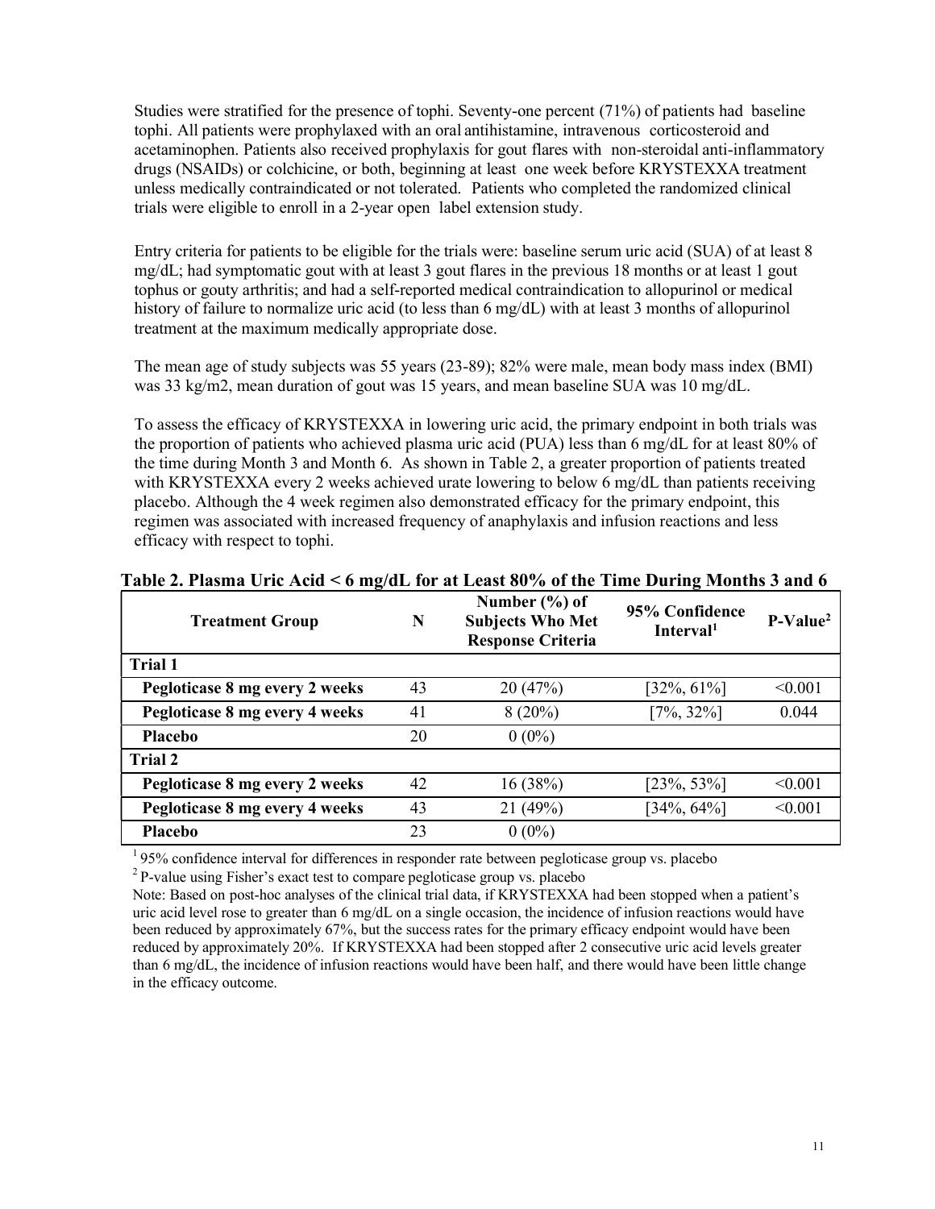Studies were stratified for the presence of tophi. Seventy-one percent (71%) of patients had baseline tophi. All patients were prophylaxed with an oral antihistamine, intravenous corticosteroid and acetaminophen. Patients also received prophylaxis for gout flares with non-steroidal anti-inflammatory drugs (NSAIDs) or colchicine, or both, beginning at least one week before KRYSTEXXA treatment unless medically contraindicated or not tolerated. Patients who completed the randomized clinical trials were eligible to enroll in a 2-year open label extension study.

Entry criteria for patients to be eligible for the trials were: baseline serum uric acid (SUA) of at least 8 mg/dL; had symptomatic gout with at least 3 gout flares in the previous 18 months or at least 1 gout tophus or gouty arthritis; and had a self-reported medical contraindication to allopurinol or medical history of failure to normalize uric acid (to less than 6 mg/dL) with at least 3 months of allopurinol treatment at the maximum medically appropriate dose.

The mean age of study subjects was 55 years (23-89); 82% were male, mean body mass index (BMI) was 33 kg/m2, mean duration of gout was 15 years, and mean baseline SUA was 10 mg/dL.

To assess the efficacy of KRYSTEXXA in lowering uric acid, the primary endpoint in both trials was the proportion of patients who achieved plasma uric acid (PUA) less than 6 mg/dL for at least 80% of the time during Month 3 and Month 6. As shown in Table 2, a greater proportion of patients treated with KRYSTEXXA every 2 weeks achieved urate lowering to below 6 mg/dL than patients receiving placebo. Although the 4 week regimen also demonstrated efficacy for the primary endpoint, this regimen was associated with increased frequency of anaphylaxis and infusion reactions and less efficacy with respect to tophi.

**Table 2. Plasma Uric Acid < 6 mg/dL for at Least 80% of the Time During Months 3 and 6**

| Treatment Group | N | Number (%) of Subjects Who Met Response Criteria | 95% Confidence Interval[1] | P-Value[2] |
|---|---|---|---|---|
| **Trial 1** | | | | |
| **Pegloticase 8 mg every 2 weeks** | 43 | 20 (47%) | [32%, 61%] | <0.001 |
| **Pegloticase 8 mg every 4 weeks** | 41 | 8 (20%) | [7%, 32%] | 0.044 |
| **Placebo** | 20 | 0 (0%) | | |
| **Trial 2** | | | | |
| **Pegloticase 8 mg every 2 weeks** | 42 | 16 (38%) | [23%, 53%] | <0.001 |
| **Pegloticase 8 mg every 4 weeks** | 43 | 21 (49%) | [34%, 64%] | <0.001 |
| **Placebo** | 23 | 0 (0%) | | |

[1] 95% confidence interval for differences in responder rate between pegloticase group vs. placebo

[2] P-value using Fisher's exact test to compare pegloticase group vs. placebo

Note: Based on post-hoc analyses of the clinical trial data, if KRYSTEXXA had been stopped when a patient's uric acid level rose to greater than 6 mg/dL on a single occasion, the incidence of infusion reactions would have been reduced by approximately 67%, but the success rates for the primary efficacy endpoint would have been reduced by approximately 20%. If KRYSTEXXA had been stopped after 2 consecutive uric acid levels greater than 6 mg/dL, the incidence of infusion reactions would have been half, and there would have been little change in the efficacy outcome.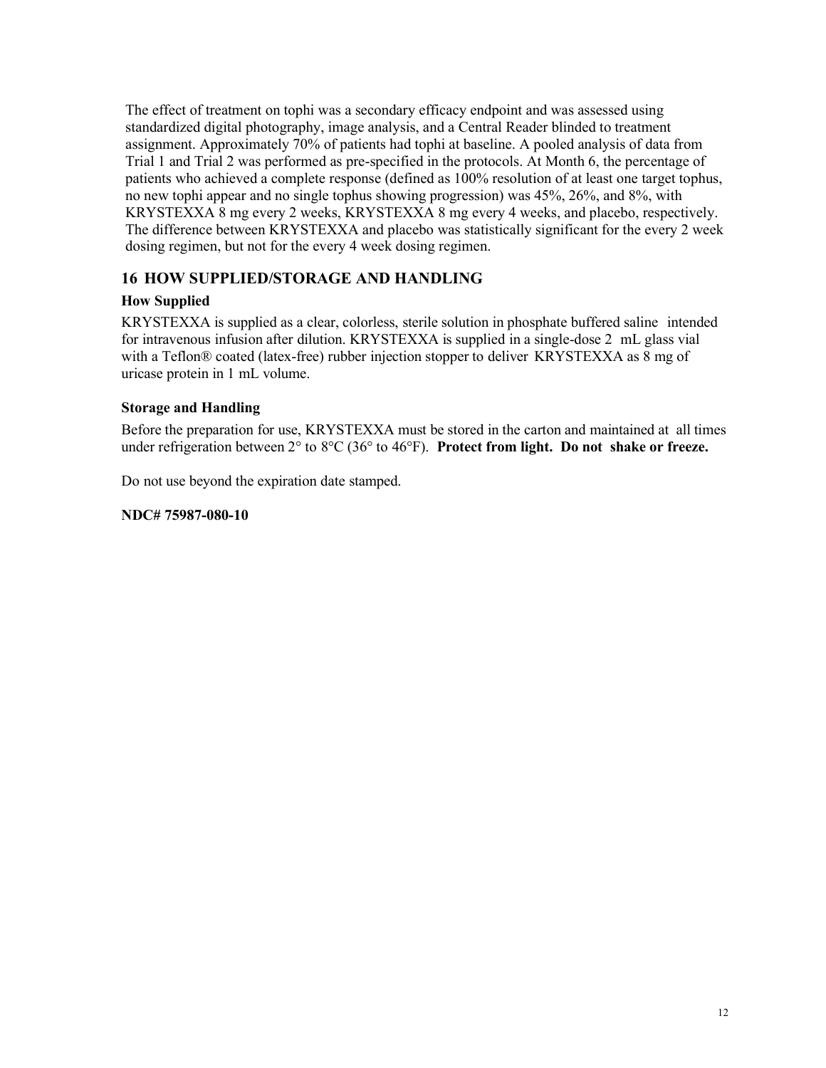The effect of treatment on tophi was a secondary efficacy endpoint and was assessed using standardized digital photography, image analysis, and a Central Reader blinded to treatment assignment. Approximately 70% of patients had tophi at baseline. A pooled analysis of data from Trial 1 and Trial 2 was performed as pre-specified in the protocols. At Month 6, the percentage of patients who achieved a complete response (defined as 100% resolution of at least one target tophus, no new tophi appear and no single tophus showing progression) was 45%, 26%, and 8%, with KRYSTEXXA 8 mg every 2 weeks, KRYSTEXXA 8 mg every 4 weeks, and placebo, respectively. The difference between KRYSTEXXA and placebo was statistically significant for the every 2 week dosing regimen, but not for the every 4 week dosing regimen.

## 16 HOW SUPPLIED/STORAGE AND HANDLING

### How Supplied

KRYSTEXXA is supplied as a clear, colorless, sterile solution in phosphate buffered saline intended for intravenous infusion after dilution. KRYSTEXXA is supplied in a single-dose 2 mL glass vial with a Teflon® coated (latex-free) rubber injection stopper to deliver KRYSTEXXA as 8 mg of uricase protein in 1 mL volume.

### Storage and Handling

Before the preparation for use, KRYSTEXXA must be stored in the carton and maintained at all times under refrigeration between 2° to 8°C (36° to 46°F). **Protect from light. Do not shake or freeze.**

Do not use beyond the expiration date stamped.

**NDC# 75987-080-10**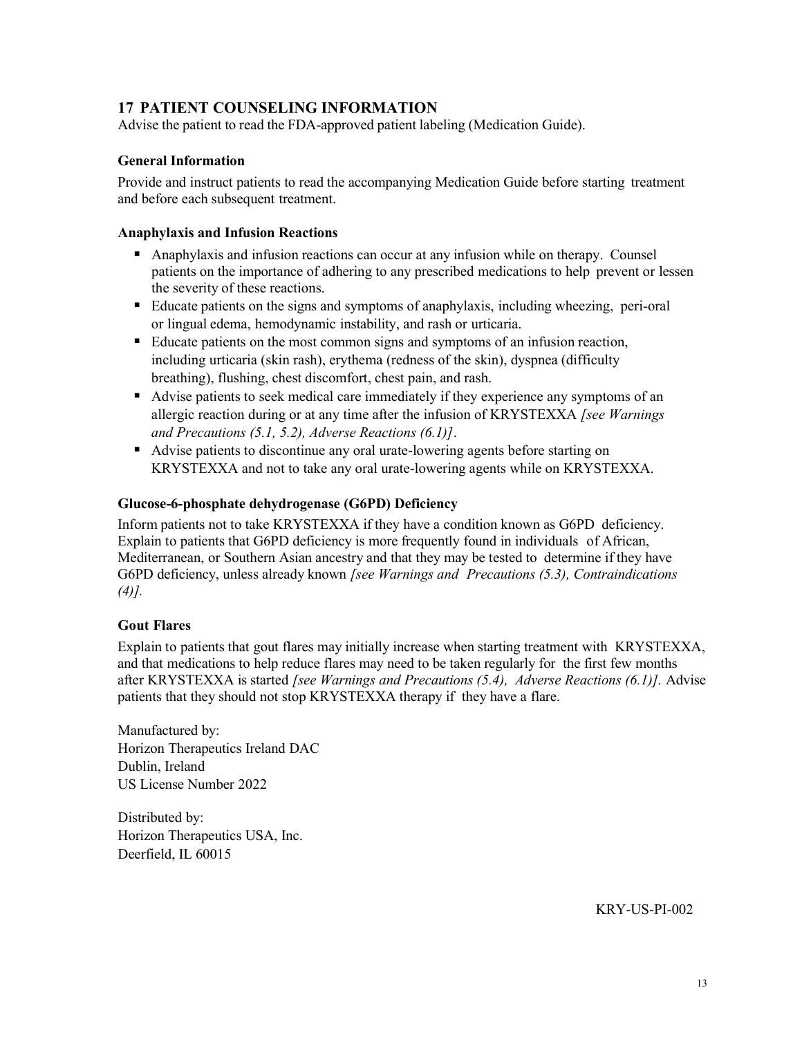## 17 PATIENT COUNSELING INFORMATION

Advise the patient to read the FDA-approved patient labeling (Medication Guide).

### General Information

Provide and instruct patients to read the accompanying Medication Guide before starting treatment and before each subsequent treatment.

### Anaphylaxis and Infusion Reactions

- Anaphylaxis and infusion reactions can occur at any infusion while on therapy. Counsel patients on the importance of adhering to any prescribed medications to help prevent or lessen the severity of these reactions.
- Educate patients on the signs and symptoms of anaphylaxis, including wheezing, peri-oral or lingual edema, hemodynamic instability, and rash or urticaria.
- Educate patients on the most common signs and symptoms of an infusion reaction, including urticaria (skin rash), erythema (redness of the skin), dyspnea (difficulty breathing), flushing, chest discomfort, chest pain, and rash.
- Advise patients to seek medical care immediately if they experience any symptoms of an allergic reaction during or at any time after the infusion of KRYSTEXXA *[see Warnings and Precautions (5.1, 5.2), Adverse Reactions (6.1)]*.
- Advise patients to discontinue any oral urate-lowering agents before starting on KRYSTEXXA and not to take any oral urate-lowering agents while on KRYSTEXXA.

### Glucose-6-phosphate dehydrogenase (G6PD) Deficiency

Inform patients not to take KRYSTEXXA if they have a condition known as G6PD deficiency. Explain to patients that G6PD deficiency is more frequently found in individuals of African, Mediterranean, or Southern Asian ancestry and that they may be tested to determine if they have G6PD deficiency, unless already known *[see Warnings and Precautions (5.3), Contraindications (4)].*

### Gout Flares

Explain to patients that gout flares may initially increase when starting treatment with KRYSTEXXA, and that medications to help reduce flares may need to be taken regularly for the first few months after KRYSTEXXA is started *[see Warnings and Precautions (5.4), Adverse Reactions (6.1)].* Advise patients that they should not stop KRYSTEXXA therapy if they have a flare.

Manufactured by:
Horizon Therapeutics Ireland DAC
Dublin, Ireland
US License Number 2022

Distributed by:
Horizon Therapeutics USA, Inc.
Deerfield, IL 60015

KRY-US-PI-002